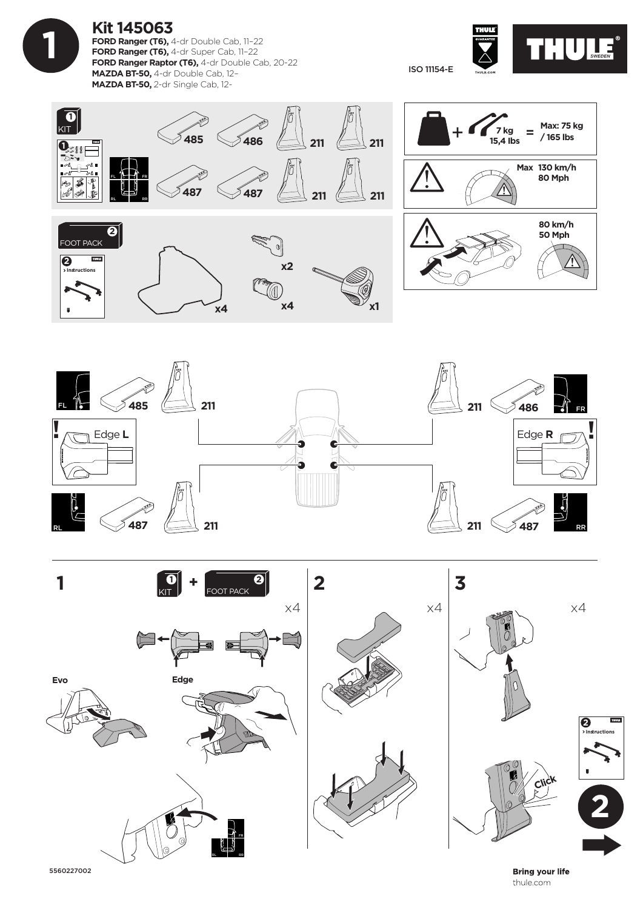# Kit 145063

**FORD Ranger (T6),** 4-dr Double Cab, 11–22
**FORD Ranger (T6),** 4-dr Super Cab, 11–22
**FORD Ranger Raptor (T6),** 4-dr Double Cab, 20-22
**MAZDA BT-50,** 4-dr Double Cab, 12–
**MAZDA BT-50,** 2-dr Single Cab, 12-

ISO 11154-E

THULE GUARANTEE

THULE SWEDEN

1 KIT

485 486 211 211
487 487 211 211

FL FR RL RR

2 FOOT PACK

2 > Instructions

x4 x2 x4 x1

7 kg 15,4 lbs = Max: 75 kg / 165 lbs

Max 130 km/h 80 Mph

80 km/h 50 Mph

FL 485 211

211 486 FR

Edge **L**

Edge **R**

RL 487 211

211 487 RR

**1** 1 KIT + 2 FOOT PACK x4

Evo

Edge

**2** x4

**3** x4

Click

2 > Instructions

**2**

5560227002

**Bring your life**
thule.com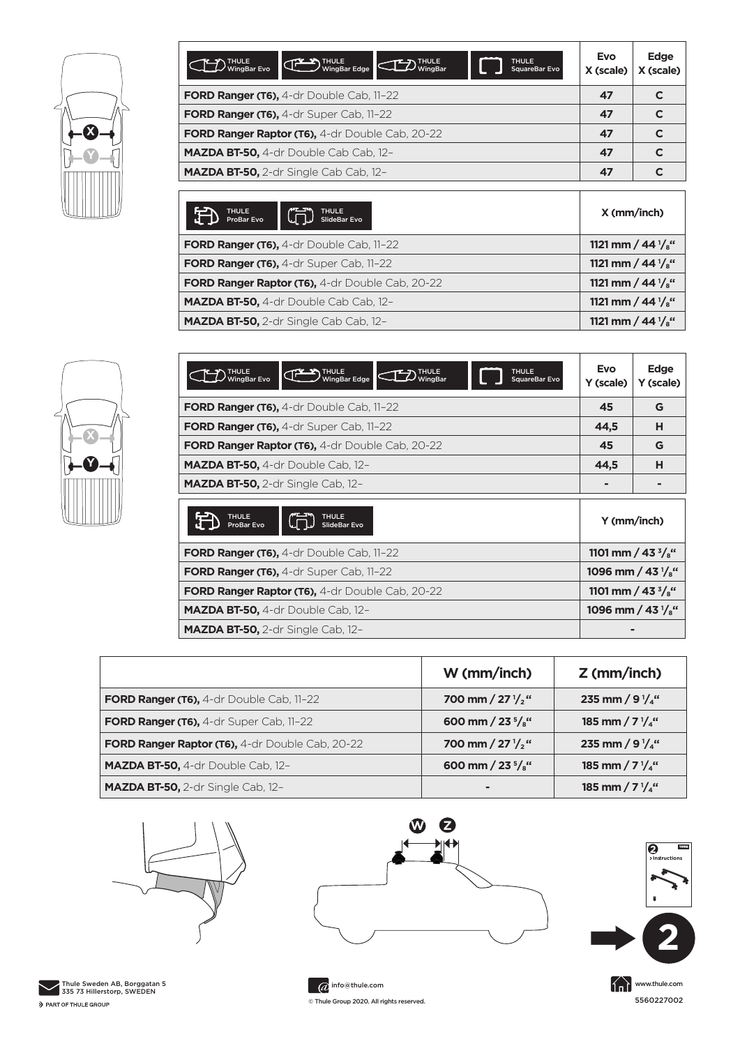| THULE WingBar Evo / THULE WingBar Edge / THULE WingBar / THULE SquareBar Evo | Evo X (scale) | Edge X (scale) |
|---|---|---|
| **FORD Ranger (T6),** 4-dr Double Cab, 11–22 | 47 | C |
| **FORD Ranger (T6),** 4-dr Super Cab, 11–22 | 47 | C |
| **FORD Ranger Raptor (T6),** 4-dr Double Cab, 20-22 | 47 | C |
| **MAZDA BT-50,** 4-dr Double Cab Cab, 12– | 47 | C |
| **MAZDA BT-50,** 2-dr Single Cab Cab, 12– | 47 | C |

| THULE ProBar Evo / THULE SlideBar Evo | X (mm/inch) |
|---|---|
| **FORD Ranger (T6),** 4-dr Double Cab, 11–22 | 1121 mm / 44 1/8" |
| **FORD Ranger (T6),** 4-dr Super Cab, 11–22 | 1121 mm / 44 1/8" |
| **FORD Ranger Raptor (T6),** 4-dr Double Cab, 20-22 | 1121 mm / 44 1/8" |
| **MAZDA BT-50,** 4-dr Double Cab Cab, 12– | 1121 mm / 44 1/8" |
| **MAZDA BT-50,** 2-dr Single Cab Cab, 12– | 1121 mm / 44 1/8" |

| THULE WingBar Evo / THULE WingBar Edge / THULE WingBar / THULE SquareBar Evo | Evo Y (scale) | Edge Y (scale) |
|---|---|---|
| **FORD Ranger (T6),** 4-dr Double Cab, 11–22 | 45 | G |
| **FORD Ranger (T6),** 4-dr Super Cab, 11–22 | 44,5 | H |
| **FORD Ranger Raptor (T6),** 4-dr Double Cab, 20-22 | 45 | G |
| **MAZDA BT-50,** 4-dr Double Cab, 12– | 44,5 | H |
| **MAZDA BT-50,** 2-dr Single Cab, 12– | - | - |

| THULE ProBar Evo / THULE SlideBar Evo | Y (mm/inch) |
|---|---|
| **FORD Ranger (T6),** 4-dr Double Cab, 11–22 | 1101 mm / 43 3/8" |
| **FORD Ranger (T6),** 4-dr Super Cab, 11–22 | 1096 mm / 43 1/8" |
| **FORD Ranger Raptor (T6),** 4-dr Double Cab, 20-22 | 1101 mm / 43 3/8" |
| **MAZDA BT-50,** 4-dr Double Cab, 12– | 1096 mm / 43 1/8" |
| **MAZDA BT-50,** 2-dr Single Cab, 12– | - |

| | W (mm/inch) | Z (mm/inch) |
|---|---|---|
| **FORD Ranger (T6),** 4-dr Double Cab, 11–22 | 700 mm / 27 1/2" | 235 mm / 9 1/4" |
| **FORD Ranger (T6),** 4-dr Super Cab, 11–22 | 600 mm / 23 5/8" | 185 mm / 7 1/4" |
| **FORD Ranger Raptor (T6),** 4-dr Double Cab, 20-22 | 700 mm / 27 1/2" | 235 mm / 9 1/4" |
| **MAZDA BT-50,** 4-dr Double Cab, 12– | 600 mm / 23 5/8" | 185 mm / 7 1/4" |
| **MAZDA BT-50,** 2-dr Single Cab, 12– | - | 185 mm / 7 1/4" |

W Z

2 > Instructions

2

Thule Sweden AB, Borggatan 5
335 73 Hillerstorp, SWEDEN
PART OF THULE GROUP

info@thule.com
© Thule Group 2020. All rights reserved.

www.thule.com
5560227002